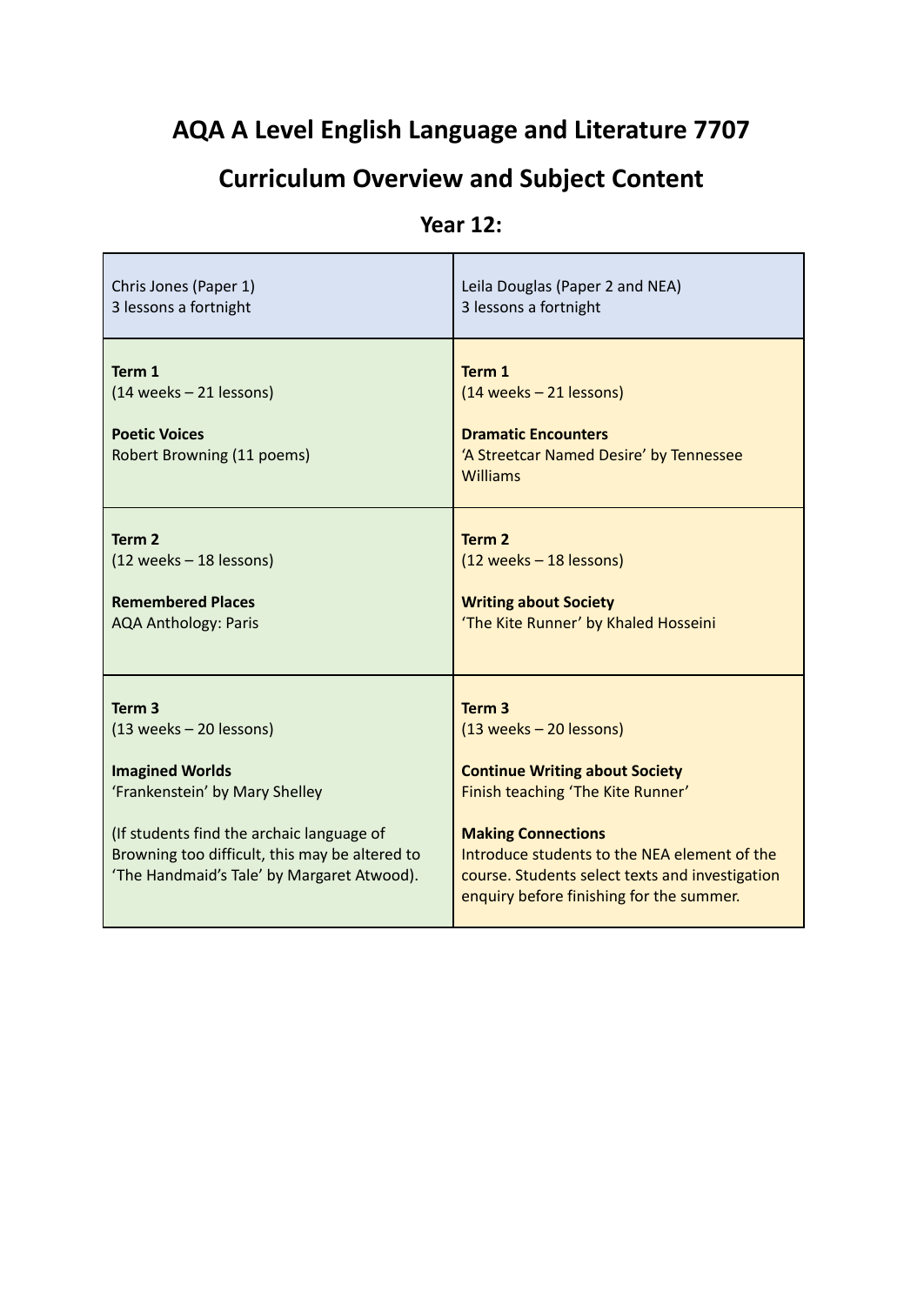# AQA A Level English Language and Literature 7707

# Curriculum Overview and Subject Content

## Year 12:

| Chris Jones (Paper 1)<br>3 lessons a fortnight | Leila Douglas (Paper 2 and NEA)<br>3 lessons a fortnight |
|---|---|
| **Term 1**<br>(14 weeks – 21 lessons)<br><br>**Poetic Voices**<br>Robert Browning (11 poems) | **Term 1**<br>(14 weeks – 21 lessons)<br><br>**Dramatic Encounters**<br>'A Streetcar Named Desire' by Tennessee Williams |
| **Term 2**<br>(12 weeks – 18 lessons)<br><br>**Remembered Places**<br>AQA Anthology: Paris | **Term 2**<br>(12 weeks – 18 lessons)<br><br>**Writing about Society**<br>'The Kite Runner' by Khaled Hosseini |
| **Term 3**<br>(13 weeks – 20 lessons)<br><br>**Imagined Worlds**<br>'Frankenstein' by Mary Shelley<br><br>(If students find the archaic language of Browning too difficult, this may be altered to 'The Handmaid's Tale' by Margaret Atwood). | **Term 3**<br>(13 weeks – 20 lessons)<br><br>**Continue Writing about Society**<br>Finish teaching 'The Kite Runner'<br><br>**Making Connections**<br>Introduce students to the NEA element of the course. Students select texts and investigation enquiry before finishing for the summer. |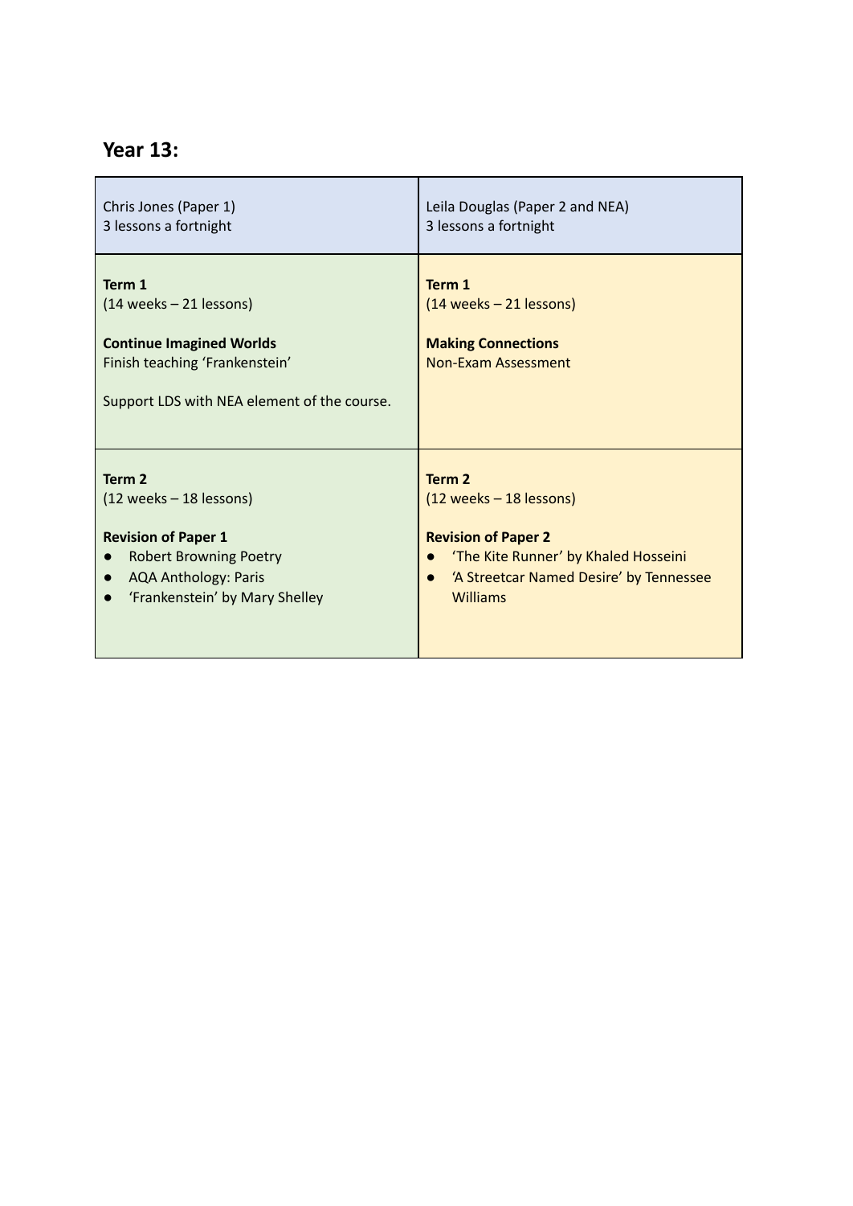## Year 13:

| Chris Jones (Paper 1)<br>3 lessons a fortnight | Leila Douglas (Paper 2 and NEA)<br>3 lessons a fortnight |
|---|---|
| **Term 1**<br>(14 weeks – 21 lessons)<br><br>**Continue Imagined Worlds**<br>Finish teaching 'Frankenstein'<br><br>Support LDS with NEA element of the course. | **Term 1**<br>(14 weeks – 21 lessons)<br><br>**Making Connections**<br>Non-Exam Assessment |
| **Term 2**<br>(12 weeks – 18 lessons)<br><br>**Revision of Paper 1**<br>● Robert Browning Poetry<br>● AQA Anthology: Paris<br>● 'Frankenstein' by Mary Shelley | **Term 2**<br>(12 weeks – 18 lessons)<br><br>**Revision of Paper 2**<br>● 'The Kite Runner' by Khaled Hosseini<br>● 'A Streetcar Named Desire' by Tennessee Williams |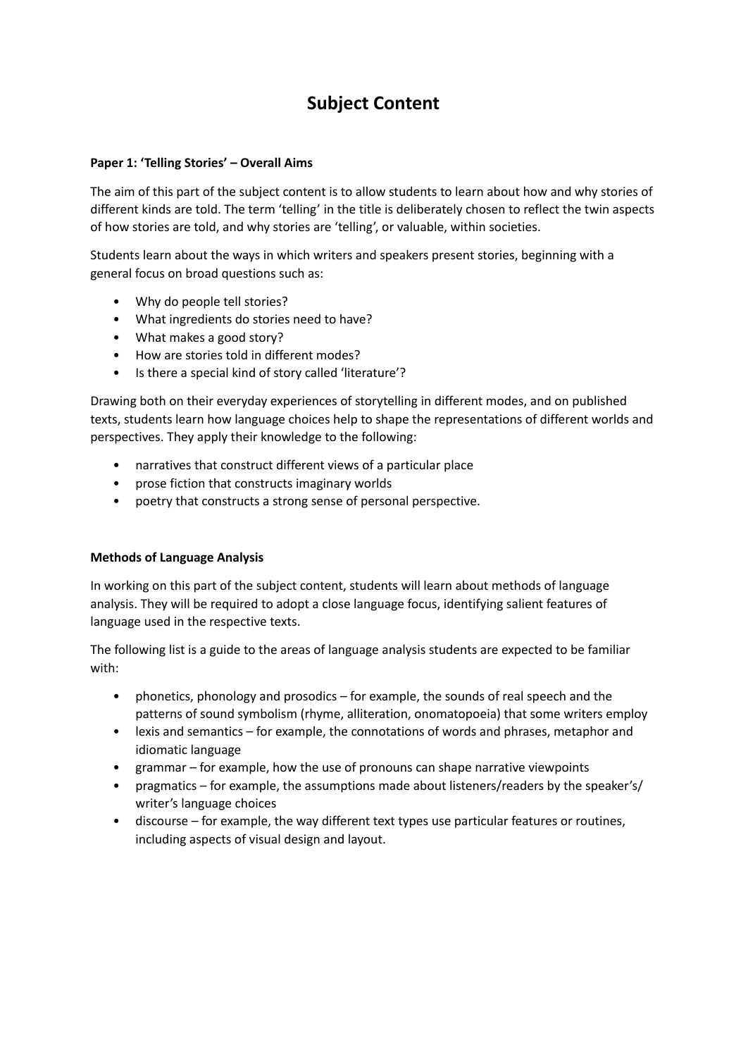# Subject Content

**Paper 1: 'Telling Stories' – Overall Aims**

The aim of this part of the subject content is to allow students to learn about how and why stories of different kinds are told. The term 'telling' in the title is deliberately chosen to reflect the twin aspects of how stories are told, and why stories are 'telling', or valuable, within societies.

Students learn about the ways in which writers and speakers present stories, beginning with a general focus on broad questions such as:

- Why do people tell stories?
- What ingredients do stories need to have?
- What makes a good story?
- How are stories told in different modes?
- Is there a special kind of story called 'literature'?

Drawing both on their everyday experiences of storytelling in different modes, and on published texts, students learn how language choices help to shape the representations of different worlds and perspectives. They apply their knowledge to the following:

- narratives that construct different views of a particular place
- prose fiction that constructs imaginary worlds
- poetry that constructs a strong sense of personal perspective.

**Methods of Language Analysis**

In working on this part of the subject content, students will learn about methods of language analysis. They will be required to adopt a close language focus, identifying salient features of language used in the respective texts.

The following list is a guide to the areas of language analysis students are expected to be familiar with:

- phonetics, phonology and prosodics – for example, the sounds of real speech and the patterns of sound symbolism (rhyme, alliteration, onomatopoeia) that some writers employ
- lexis and semantics – for example, the connotations of words and phrases, metaphor and idiomatic language
- grammar – for example, how the use of pronouns can shape narrative viewpoints
- pragmatics – for example, the assumptions made about listeners/readers by the speaker's/ writer's language choices
- discourse – for example, the way different text types use particular features or routines, including aspects of visual design and layout.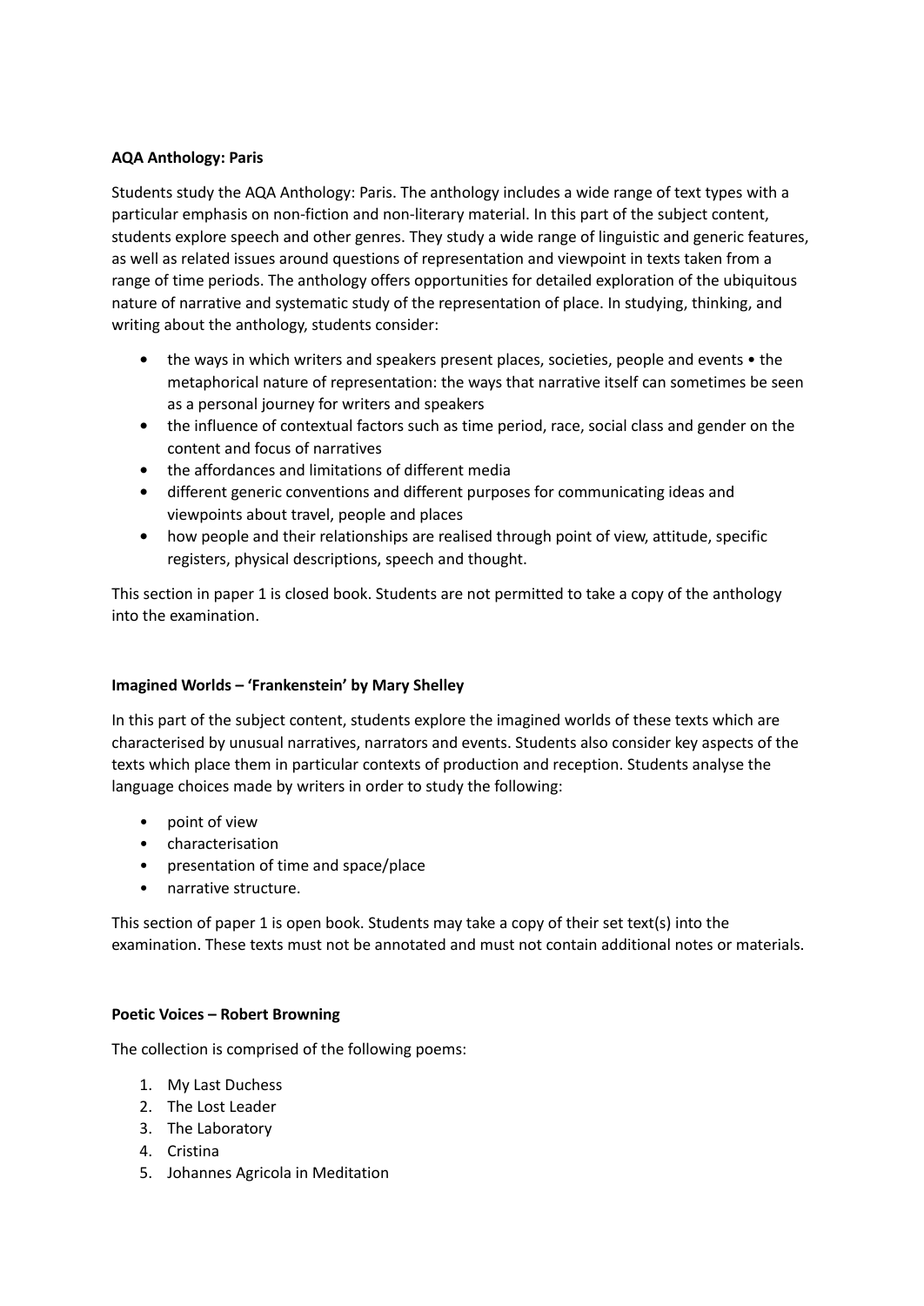**AQA Anthology: Paris**

Students study the AQA Anthology: Paris. The anthology includes a wide range of text types with a particular emphasis on non-fiction and non-literary material. In this part of the subject content, students explore speech and other genres. They study a wide range of linguistic and generic features, as well as related issues around questions of representation and viewpoint in texts taken from a range of time periods. The anthology offers opportunities for detailed exploration of the ubiquitous nature of narrative and systematic study of the representation of place. In studying, thinking, and writing about the anthology, students consider:

- the ways in which writers and speakers present places, societies, people and events • the metaphorical nature of representation: the ways that narrative itself can sometimes be seen as a personal journey for writers and speakers
- the influence of contextual factors such as time period, race, social class and gender on the content and focus of narratives
- the affordances and limitations of different media
- different generic conventions and different purposes for communicating ideas and viewpoints about travel, people and places
- how people and their relationships are realised through point of view, attitude, specific registers, physical descriptions, speech and thought.

This section in paper 1 is closed book. Students are not permitted to take a copy of the anthology into the examination.

**Imagined Worlds – 'Frankenstein' by Mary Shelley**

In this part of the subject content, students explore the imagined worlds of these texts which are characterised by unusual narratives, narrators and events. Students also consider key aspects of the texts which place them in particular contexts of production and reception. Students analyse the language choices made by writers in order to study the following:

- point of view
- characterisation
- presentation of time and space/place
- narrative structure.

This section of paper 1 is open book. Students may take a copy of their set text(s) into the examination. These texts must not be annotated and must not contain additional notes or materials.

**Poetic Voices – Robert Browning**

The collection is comprised of the following poems:

1. My Last Duchess
2. The Lost Leader
3. The Laboratory
4. Cristina
5. Johannes Agricola in Meditation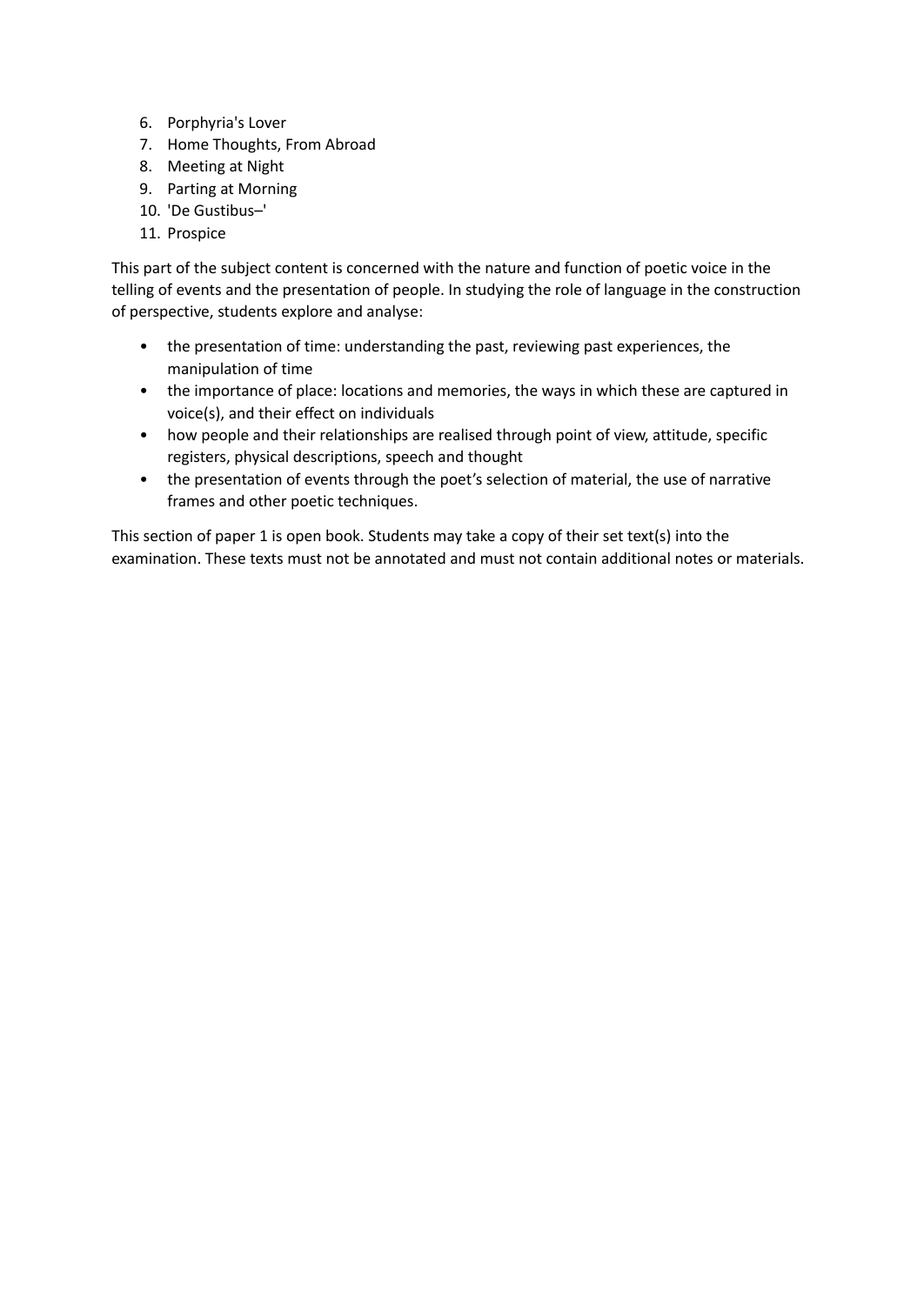6. Porphyria's Lover
7. Home Thoughts, From Abroad
8. Meeting at Night
9. Parting at Morning
10. 'De Gustibus–'
11. Prospice

This part of the subject content is concerned with the nature and function of poetic voice in the telling of events and the presentation of people. In studying the role of language in the construction of perspective, students explore and analyse:

- the presentation of time: understanding the past, reviewing past experiences, the manipulation of time
- the importance of place: locations and memories, the ways in which these are captured in voice(s), and their effect on individuals
- how people and their relationships are realised through point of view, attitude, specific registers, physical descriptions, speech and thought
- the presentation of events through the poet's selection of material, the use of narrative frames and other poetic techniques.

This section of paper 1 is open book. Students may take a copy of their set text(s) into the examination. These texts must not be annotated and must not contain additional notes or materials.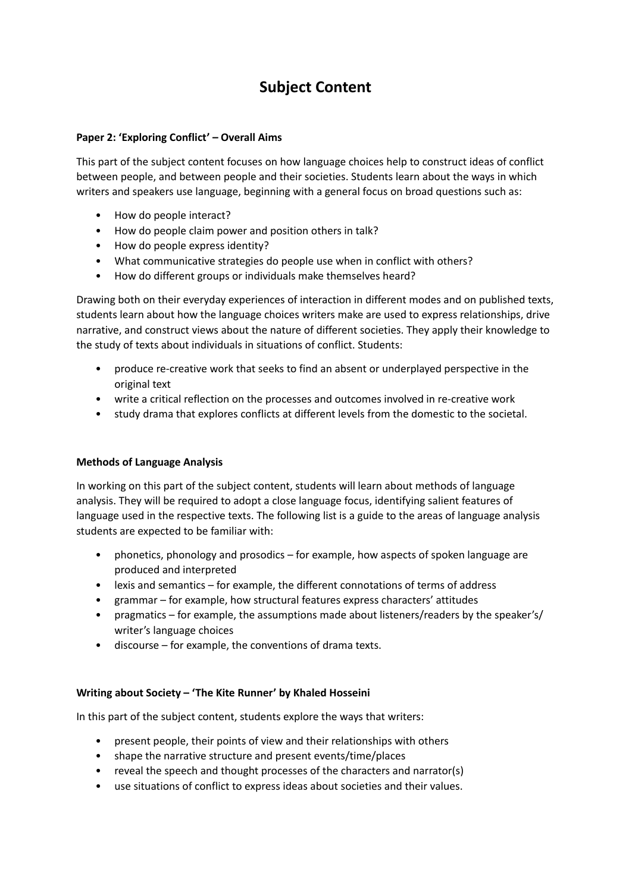# Subject Content

### Paper 2: 'Exploring Conflict' – Overall Aims

This part of the subject content focuses on how language choices help to construct ideas of conflict between people, and between people and their societies. Students learn about the ways in which writers and speakers use language, beginning with a general focus on broad questions such as:

- How do people interact?
- How do people claim power and position others in talk?
- How do people express identity?
- What communicative strategies do people use when in conflict with others?
- How do different groups or individuals make themselves heard?

Drawing both on their everyday experiences of interaction in different modes and on published texts, students learn about how the language choices writers make are used to express relationships, drive narrative, and construct views about the nature of different societies. They apply their knowledge to the study of texts about individuals in situations of conflict. Students:

- produce re-creative work that seeks to find an absent or underplayed perspective in the original text
- write a critical reflection on the processes and outcomes involved in re-creative work
- study drama that explores conflicts at different levels from the domestic to the societal.

### Methods of Language Analysis

In working on this part of the subject content, students will learn about methods of language analysis. They will be required to adopt a close language focus, identifying salient features of language used in the respective texts. The following list is a guide to the areas of language analysis students are expected to be familiar with:

- phonetics, phonology and prosodics – for example, how aspects of spoken language are produced and interpreted
- lexis and semantics – for example, the different connotations of terms of address
- grammar – for example, how structural features express characters' attitudes
- pragmatics – for example, the assumptions made about listeners/readers by the speaker's/ writer's language choices
- discourse – for example, the conventions of drama texts.

### Writing about Society – 'The Kite Runner' by Khaled Hosseini

In this part of the subject content, students explore the ways that writers:

- present people, their points of view and their relationships with others
- shape the narrative structure and present events/time/places
- reveal the speech and thought processes of the characters and narrator(s)
- use situations of conflict to express ideas about societies and their values.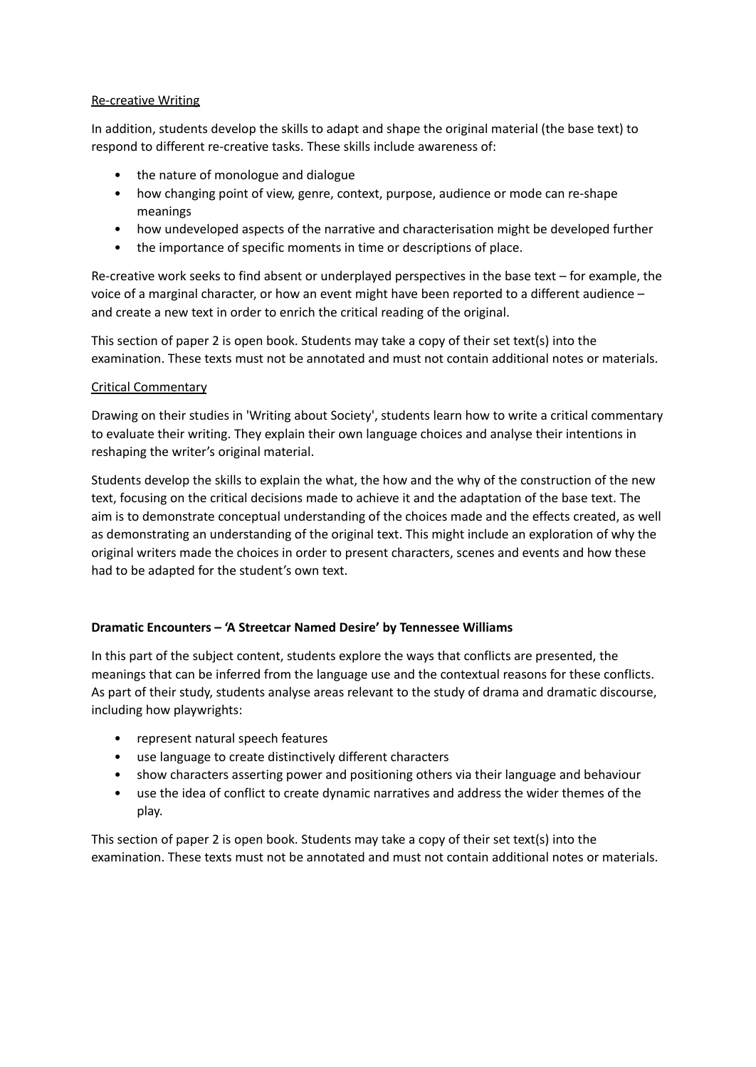Re-creative Writing

In addition, students develop the skills to adapt and shape the original material (the base text) to respond to different re-creative tasks. These skills include awareness of:

- the nature of monologue and dialogue
- how changing point of view, genre, context, purpose, audience or mode can re-shape meanings
- how undeveloped aspects of the narrative and characterisation might be developed further
- the importance of specific moments in time or descriptions of place.

Re-creative work seeks to find absent or underplayed perspectives in the base text – for example, the voice of a marginal character, or how an event might have been reported to a different audience – and create a new text in order to enrich the critical reading of the original.

This section of paper 2 is open book. Students may take a copy of their set text(s) into the examination. These texts must not be annotated and must not contain additional notes or materials.

Critical Commentary

Drawing on their studies in 'Writing about Society', students learn how to write a critical commentary to evaluate their writing. They explain their own language choices and analyse their intentions in reshaping the writer's original material.

Students develop the skills to explain the what, the how and the why of the construction of the new text, focusing on the critical decisions made to achieve it and the adaptation of the base text. The aim is to demonstrate conceptual understanding of the choices made and the effects created, as well as demonstrating an understanding of the original text. This might include an exploration of why the original writers made the choices in order to present characters, scenes and events and how these had to be adapted for the student's own text.

**Dramatic Encounters – 'A Streetcar Named Desire' by Tennessee Williams**

In this part of the subject content, students explore the ways that conflicts are presented, the meanings that can be inferred from the language use and the contextual reasons for these conflicts. As part of their study, students analyse areas relevant to the study of drama and dramatic discourse, including how playwrights:

- represent natural speech features
- use language to create distinctively different characters
- show characters asserting power and positioning others via their language and behaviour
- use the idea of conflict to create dynamic narratives and address the wider themes of the play.

This section of paper 2 is open book. Students may take a copy of their set text(s) into the examination. These texts must not be annotated and must not contain additional notes or materials.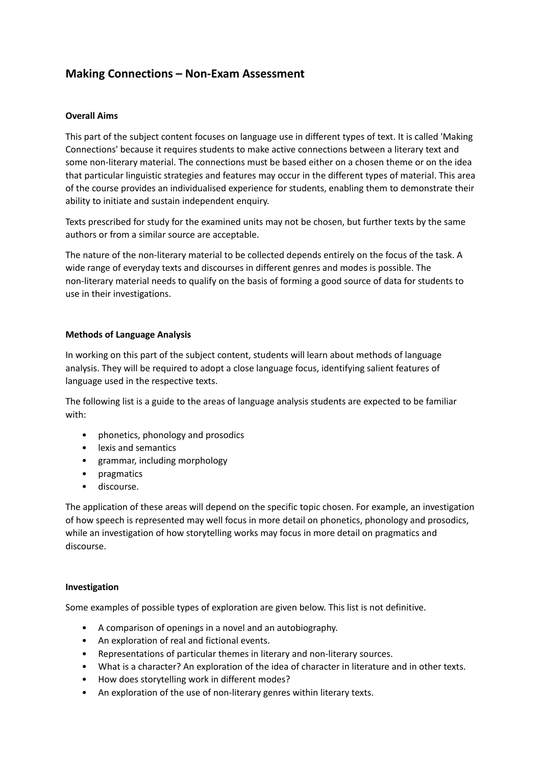## Making Connections – Non-Exam Assessment

### Overall Aims

This part of the subject content focuses on language use in different types of text. It is called 'Making Connections' because it requires students to make active connections between a literary text and some non-literary material. The connections must be based either on a chosen theme or on the idea that particular linguistic strategies and features may occur in the different types of material. This area of the course provides an individualised experience for students, enabling them to demonstrate their ability to initiate and sustain independent enquiry.

Texts prescribed for study for the examined units may not be chosen, but further texts by the same authors or from a similar source are acceptable.

The nature of the non-literary material to be collected depends entirely on the focus of the task. A wide range of everyday texts and discourses in different genres and modes is possible. The non-literary material needs to qualify on the basis of forming a good source of data for students to use in their investigations.

### Methods of Language Analysis

In working on this part of the subject content, students will learn about methods of language analysis. They will be required to adopt a close language focus, identifying salient features of language used in the respective texts.

The following list is a guide to the areas of language analysis students are expected to be familiar with:

- phonetics, phonology and prosodics
- lexis and semantics
- grammar, including morphology
- pragmatics
- discourse.

The application of these areas will depend on the specific topic chosen. For example, an investigation of how speech is represented may well focus in more detail on phonetics, phonology and prosodics, while an investigation of how storytelling works may focus in more detail on pragmatics and discourse.

### Investigation

Some examples of possible types of exploration are given below. This list is not definitive.

- A comparison of openings in a novel and an autobiography.
- An exploration of real and fictional events.
- Representations of particular themes in literary and non-literary sources.
- What is a character? An exploration of the idea of character in literature and in other texts.
- How does storytelling work in different modes?
- An exploration of the use of non-literary genres within literary texts.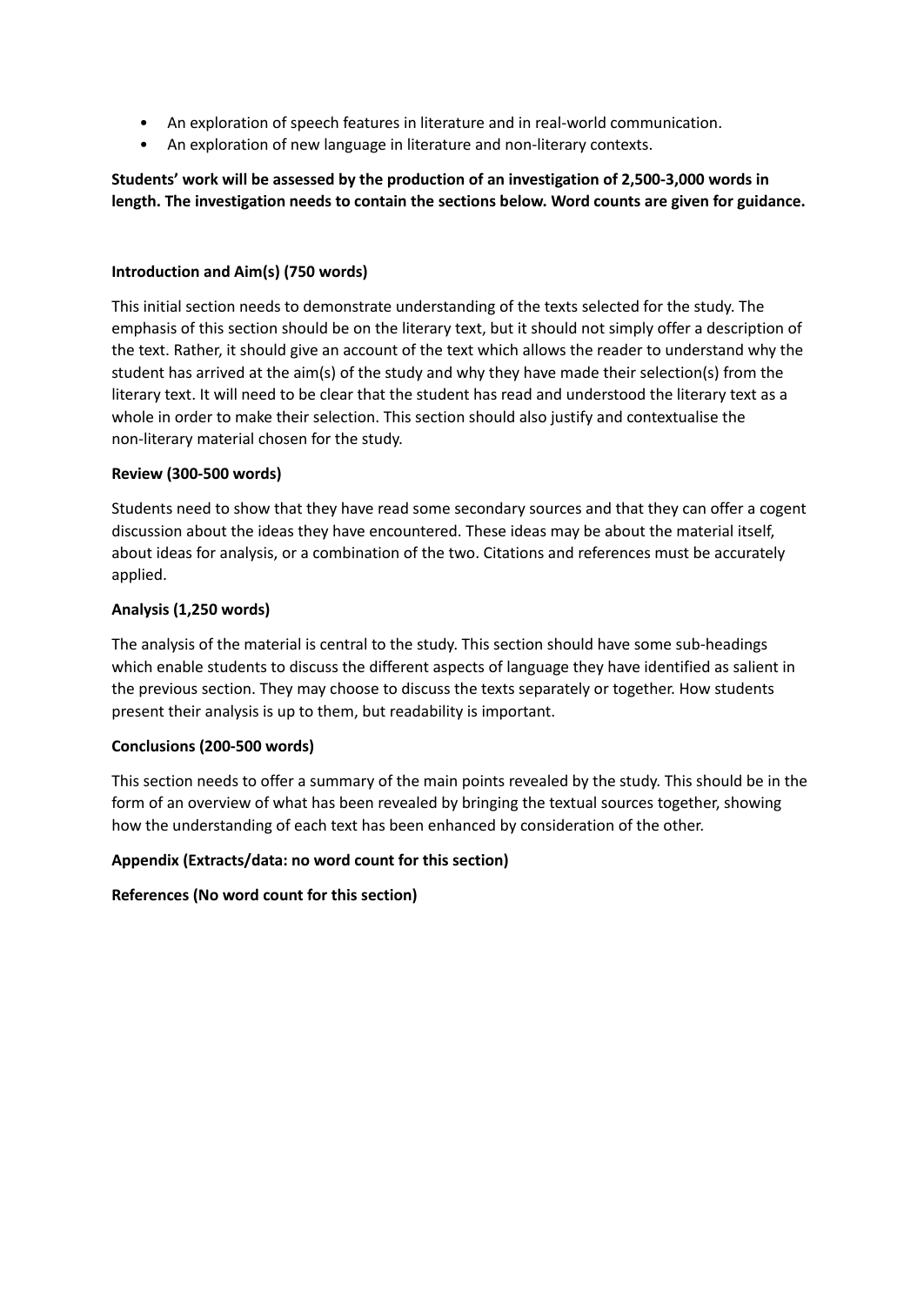- An exploration of speech features in literature and in real-world communication.
- An exploration of new language in literature and non-literary contexts.

**Students' work will be assessed by the production of an investigation of 2,500-3,000 words in length. The investigation needs to contain the sections below. Word counts are given for guidance.**

**Introduction and Aim(s) (750 words)**

This initial section needs to demonstrate understanding of the texts selected for the study. The emphasis of this section should be on the literary text, but it should not simply offer a description of the text. Rather, it should give an account of the text which allows the reader to understand why the student has arrived at the aim(s) of the study and why they have made their selection(s) from the literary text. It will need to be clear that the student has read and understood the literary text as a whole in order to make their selection. This section should also justify and contextualise the non-literary material chosen for the study.

**Review (300-500 words)**

Students need to show that they have read some secondary sources and that they can offer a cogent discussion about the ideas they have encountered. These ideas may be about the material itself, about ideas for analysis, or a combination of the two. Citations and references must be accurately applied.

**Analysis (1,250 words)**

The analysis of the material is central to the study. This section should have some sub-headings which enable students to discuss the different aspects of language they have identified as salient in the previous section. They may choose to discuss the texts separately or together. How students present their analysis is up to them, but readability is important.

**Conclusions (200-500 words)**

This section needs to offer a summary of the main points revealed by the study. This should be in the form of an overview of what has been revealed by bringing the textual sources together, showing how the understanding of each text has been enhanced by consideration of the other.

**Appendix (Extracts/data: no word count for this section)**

**References (No word count for this section)**